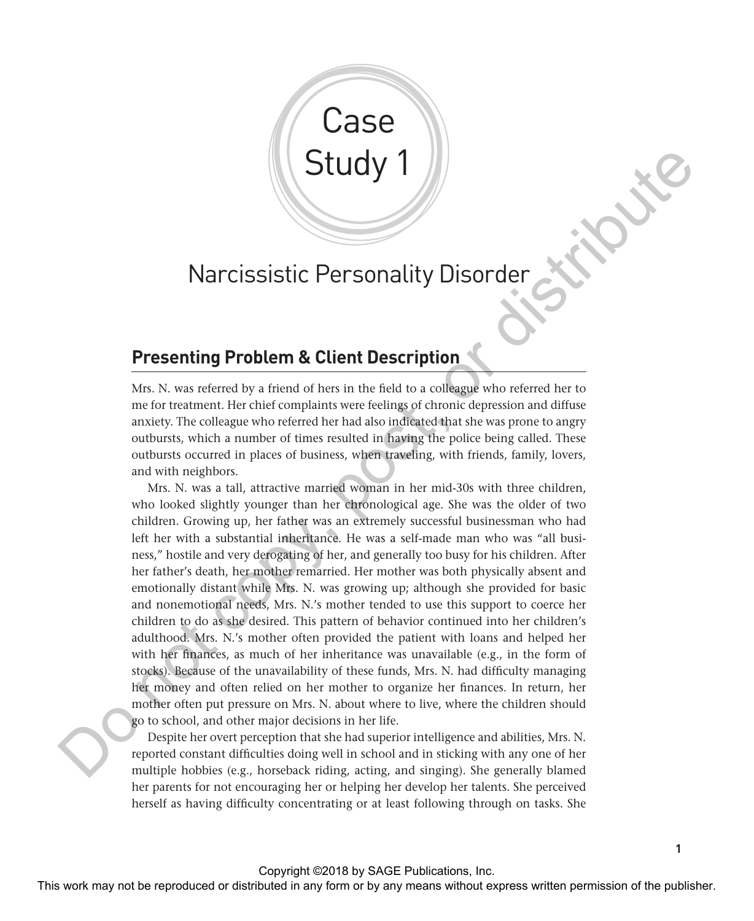# Case Study 1

## Narcissistic Personality Disorder

### Presenting Problem & Client Description

Mrs. N. was referred by a friend of hers in the field to a colleague who referred her to me for treatment. Her chief complaints were feelings of chronic depression and diffuse anxiety. The colleague who referred her had also indicated that she was prone to angry outbursts, which a number of times resulted in having the police being called. These outbursts occurred in places of business, when traveling, with friends, family, lovers, and with neighbors.

Mrs. N. was a tall, attractive married woman in her mid-30s with three children, who looked slightly younger than her chronological age. She was the older of two children. Growing up, her father was an extremely successful businessman who had left her with a substantial inheritance. He was a self-made man who was "all business," hostile and very derogating of her, and generally too busy for his children. After her father's death, her mother remarried. Her mother was both physically absent and emotionally distant while Mrs. N. was growing up; although she provided for basic and nonemotional needs, Mrs. N.'s mother tended to use this support to coerce her children to do as she desired. This pattern of behavior continued into her children's adulthood. Mrs. N.'s mother often provided the patient with loans and helped her with her finances, as much of her inheritance was unavailable (e.g., in the form of stocks). Because of the unavailability of these funds, Mrs. N. had difficulty managing her money and often relied on her mother to organize her finances. In return, her mother often put pressure on Mrs. N. about where to live, where the children should go to school, and other major decisions in her life.

Despite her overt perception that she had superior intelligence and abilities, Mrs. N. reported constant difficulties doing well in school and in sticking with any one of her multiple hobbies (e.g., horseback riding, acting, and singing). She generally blamed her parents for not encouraging her or helping her develop her talents. She perceived herself as having difficulty concentrating or at least following through on tasks. She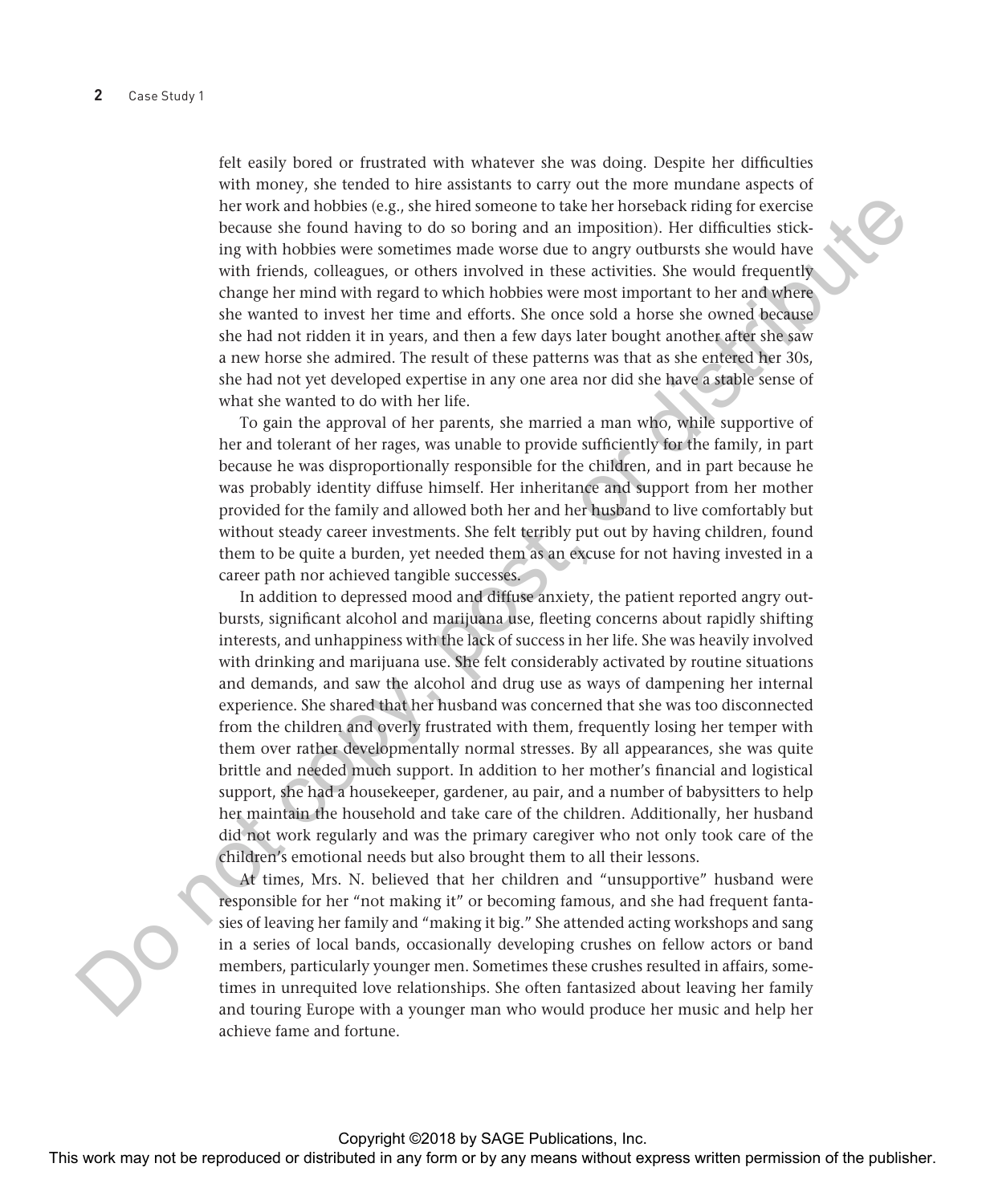felt easily bored or frustrated with whatever she was doing. Despite her difficulties with money, she tended to hire assistants to carry out the more mundane aspects of her work and hobbies (e.g., she hired someone to take her horseback riding for exercise because she found having to do so boring and an imposition). Her difficulties sticking with hobbies were sometimes made worse due to angry outbursts she would have with friends, colleagues, or others involved in these activities. She would frequently change her mind with regard to which hobbies were most important to her and where she wanted to invest her time and efforts. She once sold a horse she owned because she had not ridden it in years, and then a few days later bought another after she saw a new horse she admired. The result of these patterns was that as she entered her 30s, she had not yet developed expertise in any one area nor did she have a stable sense of what she wanted to do with her life.

To gain the approval of her parents, she married a man who, while supportive of her and tolerant of her rages, was unable to provide sufficiently for the family, in part because he was disproportionally responsible for the children, and in part because he was probably identity diffuse himself. Her inheritance and support from her mother provided for the family and allowed both her and her husband to live comfortably but without steady career investments. She felt terribly put out by having children, found them to be quite a burden, yet needed them as an excuse for not having invested in a career path nor achieved tangible successes.

In addition to depressed mood and diffuse anxiety, the patient reported angry outbursts, significant alcohol and marijuana use, fleeting concerns about rapidly shifting interests, and unhappiness with the lack of success in her life. She was heavily involved with drinking and marijuana use. She felt considerably activated by routine situations and demands, and saw the alcohol and drug use as ways of dampening her internal experience. She shared that her husband was concerned that she was too disconnected from the children and overly frustrated with them, frequently losing her temper with them over rather developmentally normal stresses. By all appearances, she was quite brittle and needed much support. In addition to her mother's financial and logistical support, she had a housekeeper, gardener, au pair, and a number of babysitters to help her maintain the household and take care of the children. Additionally, her husband did not work regularly and was the primary caregiver who not only took care of the children's emotional needs but also brought them to all their lessons.

At times, Mrs. N. believed that her children and "unsupportive" husband were responsible for her "not making it" or becoming famous, and she had frequent fantasies of leaving her family and "making it big." She attended acting workshops and sang in a series of local bands, occasionally developing crushes on fellow actors or band members, particularly younger men. Sometimes these crushes resulted in affairs, sometimes in unrequited love relationships. She often fantasized about leaving her family and touring Europe with a younger man who would produce her music and help her achieve fame and fortune.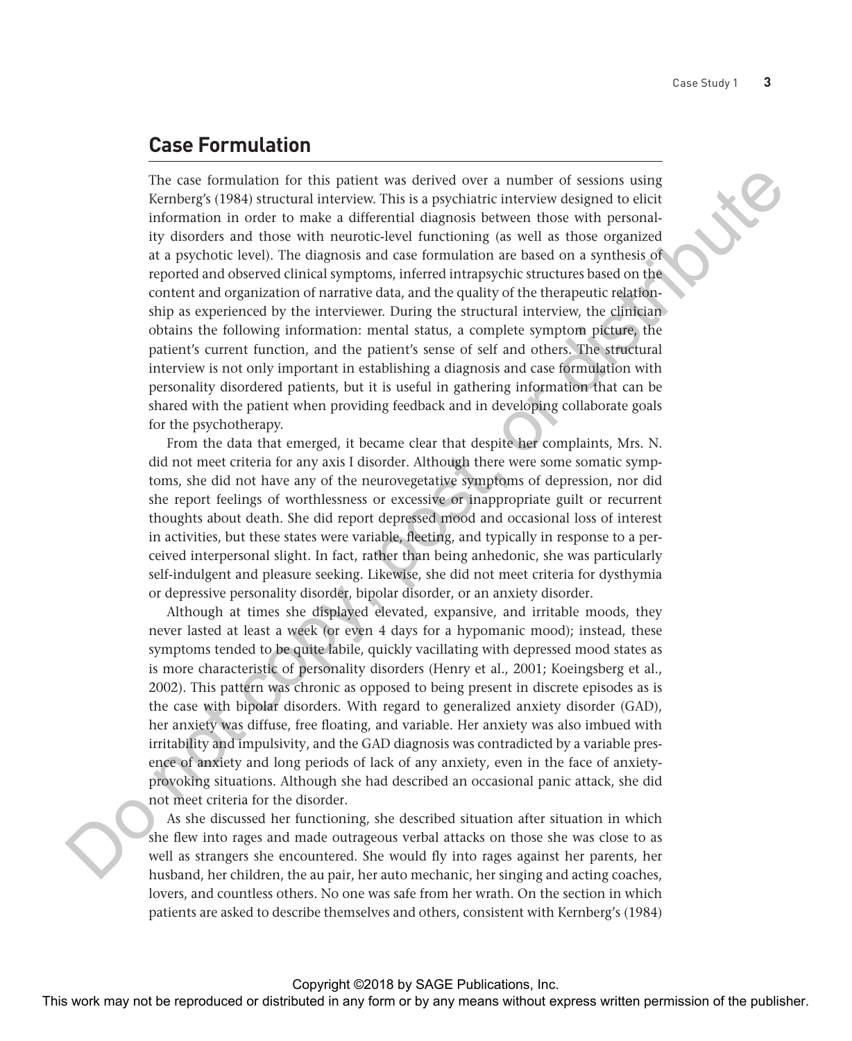## Case Formulation

The case formulation for this patient was derived over a number of sessions using Kernberg's (1984) structural interview. This is a psychiatric interview designed to elicit information in order to make a differential diagnosis between those with personality disorders and those with neurotic-level functioning (as well as those organized at a psychotic level). The diagnosis and case formulation are based on a synthesis of reported and observed clinical symptoms, inferred intrapsychic structures based on the content and organization of narrative data, and the quality of the therapeutic relationship as experienced by the interviewer. During the structural interview, the clinician obtains the following information: mental status, a complete symptom picture, the patient's current function, and the patient's sense of self and others. The structural interview is not only important in establishing a diagnosis and case formulation with personality disordered patients, but it is useful in gathering information that can be shared with the patient when providing feedback and in developing collaborate goals for the psychotherapy.

From the data that emerged, it became clear that despite her complaints, Mrs. N. did not meet criteria for any axis I disorder. Although there were some somatic symptoms, she did not have any of the neurovegetative symptoms of depression, nor did she report feelings of worthlessness or excessive or inappropriate guilt or recurrent thoughts about death. She did report depressed mood and occasional loss of interest in activities, but these states were variable, fleeting, and typically in response to a perceived interpersonal slight. In fact, rather than being anhedonic, she was particularly self-indulgent and pleasure seeking. Likewise, she did not meet criteria for dysthymia or depressive personality disorder, bipolar disorder, or an anxiety disorder.

Although at times she displayed elevated, expansive, and irritable moods, they never lasted at least a week (or even 4 days for a hypomanic mood); instead, these symptoms tended to be quite labile, quickly vacillating with depressed mood states as is more characteristic of personality disorders (Henry et al., 2001; Koeingsberg et al., 2002). This pattern was chronic as opposed to being present in discrete episodes as is the case with bipolar disorders. With regard to generalized anxiety disorder (GAD), her anxiety was diffuse, free floating, and variable. Her anxiety was also imbued with irritability and impulsivity, and the GAD diagnosis was contradicted by a variable presence of anxiety and long periods of lack of any anxiety, even in the face of anxiety-provoking situations. Although she had described an occasional panic attack, she did not meet criteria for the disorder.

As she discussed her functioning, she described situation after situation in which she flew into rages and made outrageous verbal attacks on those she was close to as well as strangers she encountered. She would fly into rages against her parents, her husband, her children, the au pair, her auto mechanic, her singing and acting coaches, lovers, and countless others. No one was safe from her wrath. On the section in which patients are asked to describe themselves and others, consistent with Kernberg's (1984)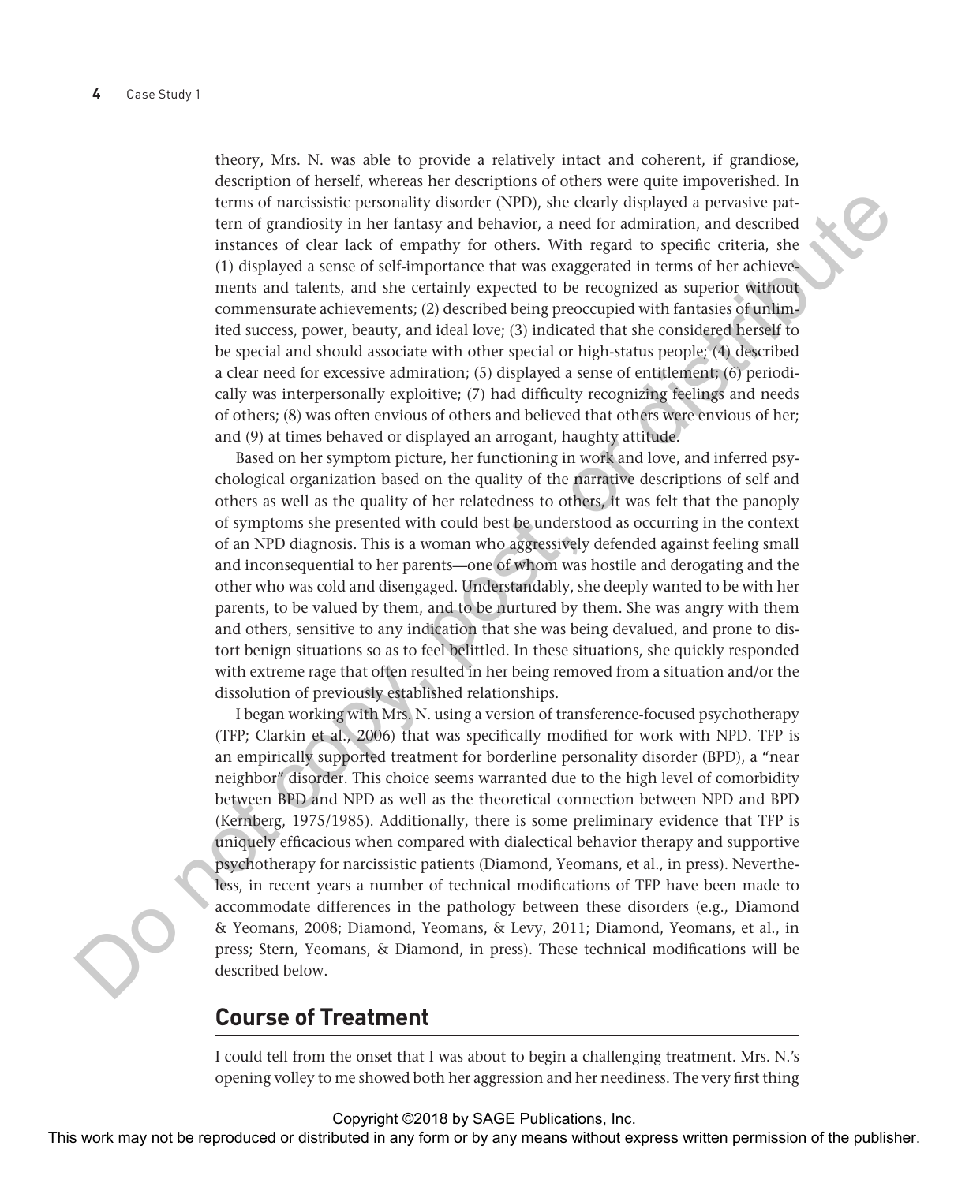theory, Mrs. N. was able to provide a relatively intact and coherent, if grandiose, description of herself, whereas her descriptions of others were quite impoverished. In terms of narcissistic personality disorder (NPD), she clearly displayed a pervasive pattern of grandiosity in her fantasy and behavior, a need for admiration, and described instances of clear lack of empathy for others. With regard to specific criteria, she (1) displayed a sense of self-importance that was exaggerated in terms of her achievements and talents, and she certainly expected to be recognized as superior without commensurate achievements; (2) described being preoccupied with fantasies of unlimited success, power, beauty, and ideal love; (3) indicated that she considered herself to be special and should associate with other special or high-status people; (4) described a clear need for excessive admiration; (5) displayed a sense of entitlement; (6) periodically was interpersonally exploitive; (7) had difficulty recognizing feelings and needs of others; (8) was often envious of others and believed that others were envious of her; and (9) at times behaved or displayed an arrogant, haughty attitude.

Based on her symptom picture, her functioning in work and love, and inferred psychological organization based on the quality of the narrative descriptions of self and others as well as the quality of her relatedness to others, it was felt that the panoply of symptoms she presented with could best be understood as occurring in the context of an NPD diagnosis. This is a woman who aggressively defended against feeling small and inconsequential to her parents—one of whom was hostile and derogating and the other who was cold and disengaged. Understandably, she deeply wanted to be with her parents, to be valued by them, and to be nurtured by them. She was angry with them and others, sensitive to any indication that she was being devalued, and prone to distort benign situations so as to feel belittled. In these situations, she quickly responded with extreme rage that often resulted in her being removed from a situation and/or the dissolution of previously established relationships.

I began working with Mrs. N. using a version of transference-focused psychotherapy (TFP; Clarkin et al., 2006) that was specifically modified for work with NPD. TFP is an empirically supported treatment for borderline personality disorder (BPD), a "near neighbor" disorder. This choice seems warranted due to the high level of comorbidity between BPD and NPD as well as the theoretical connection between NPD and BPD (Kernberg, 1975/1985). Additionally, there is some preliminary evidence that TFP is uniquely efficacious when compared with dialectical behavior therapy and supportive psychotherapy for narcissistic patients (Diamond, Yeomans, et al., in press). Nevertheless, in recent years a number of technical modifications of TFP have been made to accommodate differences in the pathology between these disorders (e.g., Diamond & Yeomans, 2008; Diamond, Yeomans, & Levy, 2011; Diamond, Yeomans, et al., in press; Stern, Yeomans, & Diamond, in press). These technical modifications will be described below.

## Course of Treatment

I could tell from the onset that I was about to begin a challenging treatment. Mrs. N.'s opening volley to me showed both her aggression and her neediness. The very first thing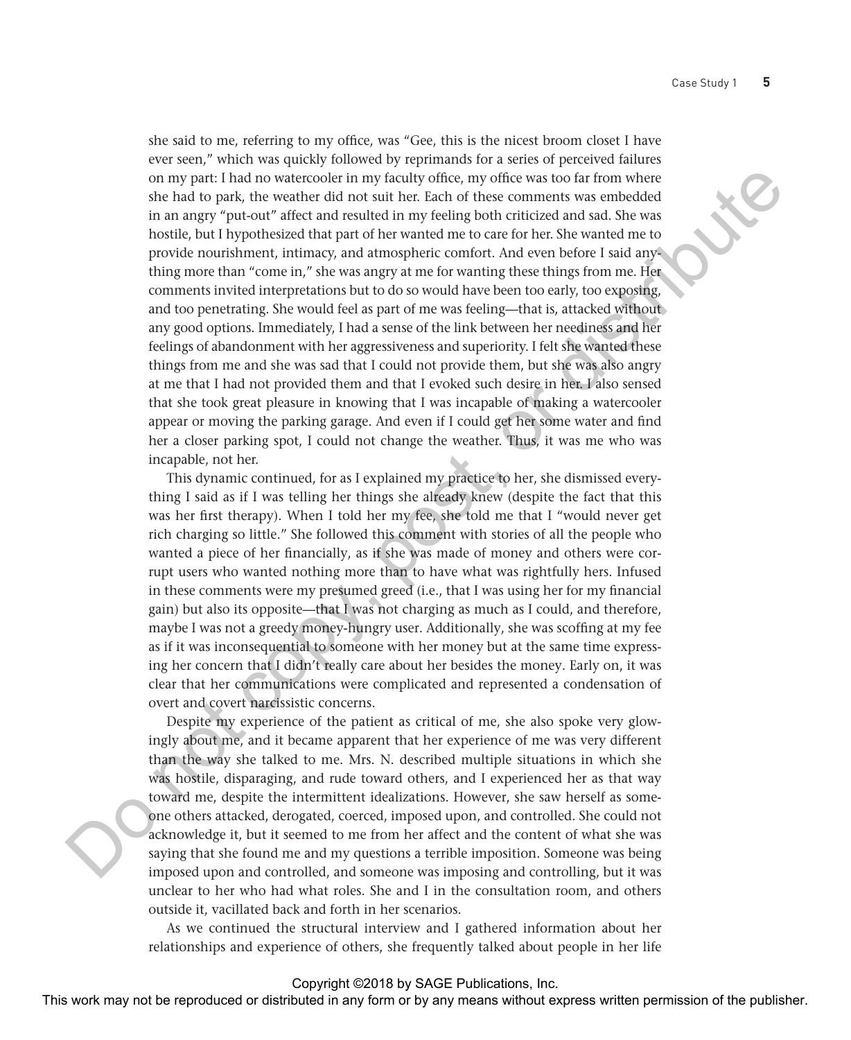she said to me, referring to my office, was "Gee, this is the nicest broom closet I have ever seen," which was quickly followed by reprimands for a series of perceived failures on my part: I had no watercooler in my faculty office, my office was too far from where she had to park, the weather did not suit her. Each of these comments was embedded in an angry "put-out" affect and resulted in my feeling both criticized and sad. She was hostile, but I hypothesized that part of her wanted me to care for her. She wanted me to provide nourishment, intimacy, and atmospheric comfort. And even before I said anything more than "come in," she was angry at me for wanting these things from me. Her comments invited interpretations but to do so would have been too early, too exposing, and too penetrating. She would feel as part of me was feeling—that is, attacked without any good options. Immediately, I had a sense of the link between her neediness and her feelings of abandonment with her aggressiveness and superiority. I felt she wanted these things from me and she was sad that I could not provide them, but she was also angry at me that I had not provided them and that I evoked such desire in her. I also sensed that she took great pleasure in knowing that I was incapable of making a watercooler appear or moving the parking garage. And even if I could get her some water and find her a closer parking spot, I could not change the weather. Thus, it was me who was incapable, not her.

This dynamic continued, for as I explained my practice to her, she dismissed everything I said as if I was telling her things she already knew (despite the fact that this was her first therapy). When I told her my fee, she told me that I "would never get rich charging so little." She followed this comment with stories of all the people who wanted a piece of her financially, as if she was made of money and others were corrupt users who wanted nothing more than to have what was rightfully hers. Infused in these comments were my presumed greed (i.e., that I was using her for my financial gain) but also its opposite—that I was not charging as much as I could, and therefore, maybe I was not a greedy money-hungry user. Additionally, she was scoffing at my fee as if it was inconsequential to someone with her money but at the same time expressing her concern that I didn't really care about her besides the money. Early on, it was clear that her communications were complicated and represented a condensation of overt and covert narcissistic concerns.

Despite my experience of the patient as critical of me, she also spoke very glowingly about me, and it became apparent that her experience of me was very different than the way she talked to me. Mrs. N. described multiple situations in which she was hostile, disparaging, and rude toward others, and I experienced her as that way toward me, despite the intermittent idealizations. However, she saw herself as someone others attacked, derogated, coerced, imposed upon, and controlled. She could not acknowledge it, but it seemed to me from her affect and the content of what she was saying that she found me and my questions a terrible imposition. Someone was being imposed upon and controlled, and someone was imposing and controlling, but it was unclear to her who had what roles. She and I in the consultation room, and others outside it, vacillated back and forth in her scenarios.

As we continued the structural interview and I gathered information about her relationships and experience of others, she frequently talked about people in her life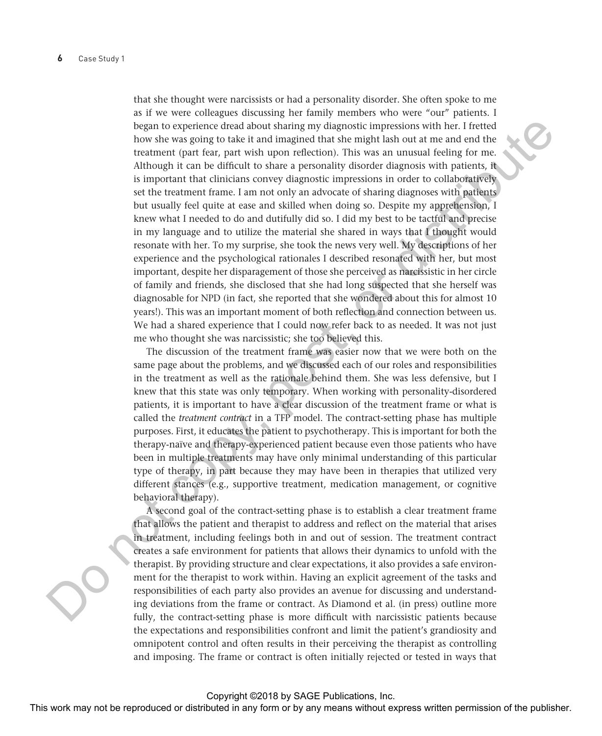that she thought were narcissists or had a personality disorder. She often spoke to me as if we were colleagues discussing her family members who were "our" patients. I began to experience dread about sharing my diagnostic impressions with her. I fretted how she was going to take it and imagined that she might lash out at me and end the treatment (part fear, part wish upon reflection). This was an unusual feeling for me. Although it can be difficult to share a personality disorder diagnosis with patients, it is important that clinicians convey diagnostic impressions in order to collaboratively set the treatment frame. I am not only an advocate of sharing diagnoses with patients but usually feel quite at ease and skilled when doing so. Despite my apprehension, I knew what I needed to do and dutifully did so. I did my best to be tactful and precise in my language and to utilize the material she shared in ways that I thought would resonate with her. To my surprise, she took the news very well. My descriptions of her experience and the psychological rationales I described resonated with her, but most important, despite her disparagement of those she perceived as narcissistic in her circle of family and friends, she disclosed that she had long suspected that she herself was diagnosable for NPD (in fact, she reported that she wondered about this for almost 10 years!). This was an important moment of both reflection and connection between us. We had a shared experience that I could now refer back to as needed. It was not just me who thought she was narcissistic; she too believed this.

The discussion of the treatment frame was easier now that we were both on the same page about the problems, and we discussed each of our roles and responsibilities in the treatment as well as the rationale behind them. She was less defensive, but I knew that this state was only temporary. When working with personality-disordered patients, it is important to have a clear discussion of the treatment frame or what is called the *treatment contract* in a TFP model. The contract-setting phase has multiple purposes. First, it educates the patient to psychotherapy. This is important for both the therapy-naïve and therapy-experienced patient because even those patients who have been in multiple treatments may have only minimal understanding of this particular type of therapy, in part because they may have been in therapies that utilized very different stances (e.g., supportive treatment, medication management, or cognitive behavioral therapy).

A second goal of the contract-setting phase is to establish a clear treatment frame that allows the patient and therapist to address and reflect on the material that arises in treatment, including feelings both in and out of session. The treatment contract creates a safe environment for patients that allows their dynamics to unfold with the therapist. By providing structure and clear expectations, it also provides a safe environment for the therapist to work within. Having an explicit agreement of the tasks and responsibilities of each party also provides an avenue for discussing and understanding deviations from the frame or contract. As Diamond et al. (in press) outline more fully, the contract-setting phase is more difficult with narcissistic patients because the expectations and responsibilities confront and limit the patient's grandiosity and omnipotent control and often results in their perceiving the therapist as controlling and imposing. The frame or contract is often initially rejected or tested in ways that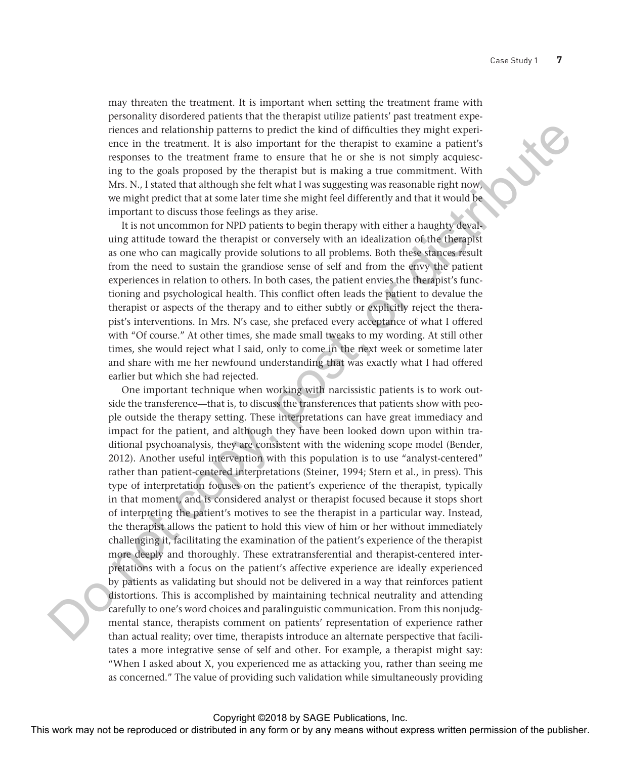may threaten the treatment. It is important when setting the treatment frame with personality disordered patients that the therapist utilize patients' past treatment experiences and relationship patterns to predict the kind of difficulties they might experience in the treatment. It is also important for the therapist to examine a patient's responses to the treatment frame to ensure that he or she is not simply acquiescing to the goals proposed by the therapist but is making a true commitment. With Mrs. N., I stated that although she felt what I was suggesting was reasonable right now, we might predict that at some later time she might feel differently and that it would be important to discuss those feelings as they arise.

It is not uncommon for NPD patients to begin therapy with either a haughty devaluing attitude toward the therapist or conversely with an idealization of the therapist as one who can magically provide solutions to all problems. Both these stances result from the need to sustain the grandiose sense of self and from the envy the patient experiences in relation to others. In both cases, the patient envies the therapist's functioning and psychological health. This conflict often leads the patient to devalue the therapist or aspects of the therapy and to either subtly or explicitly reject the therapist's interventions. In Mrs. N's case, she prefaced every acceptance of what I offered with "Of course." At other times, she made small tweaks to my wording. At still other times, she would reject what I said, only to come in the next week or sometime later and share with me her newfound understanding that was exactly what I had offered earlier but which she had rejected.

One important technique when working with narcissistic patients is to work outside the transference—that is, to discuss the transferences that patients show with people outside the therapy setting. These interpretations can have great immediacy and impact for the patient, and although they have been looked down upon within traditional psychoanalysis, they are consistent with the widening scope model (Bender, 2012). Another useful intervention with this population is to use "analyst-centered" rather than patient-centered interpretations (Steiner, 1994; Stern et al., in press). This type of interpretation focuses on the patient's experience of the therapist, typically in that moment, and is considered analyst or therapist focused because it stops short of interpreting the patient's motives to see the therapist in a particular way. Instead, the therapist allows the patient to hold this view of him or her without immediately challenging it, facilitating the examination of the patient's experience of the therapist more deeply and thoroughly. These extratransferential and therapist-centered interpretations with a focus on the patient's affective experience are ideally experienced by patients as validating but should not be delivered in a way that reinforces patient distortions. This is accomplished by maintaining technical neutrality and attending carefully to one's word choices and paralinguistic communication. From this nonjudgmental stance, therapists comment on patients' representation of experience rather than actual reality; over time, therapists introduce an alternate perspective that facilitates a more integrative sense of self and other. For example, a therapist might say: "When I asked about X, you experienced me as attacking you, rather than seeing me as concerned." The value of providing such validation while simultaneously providing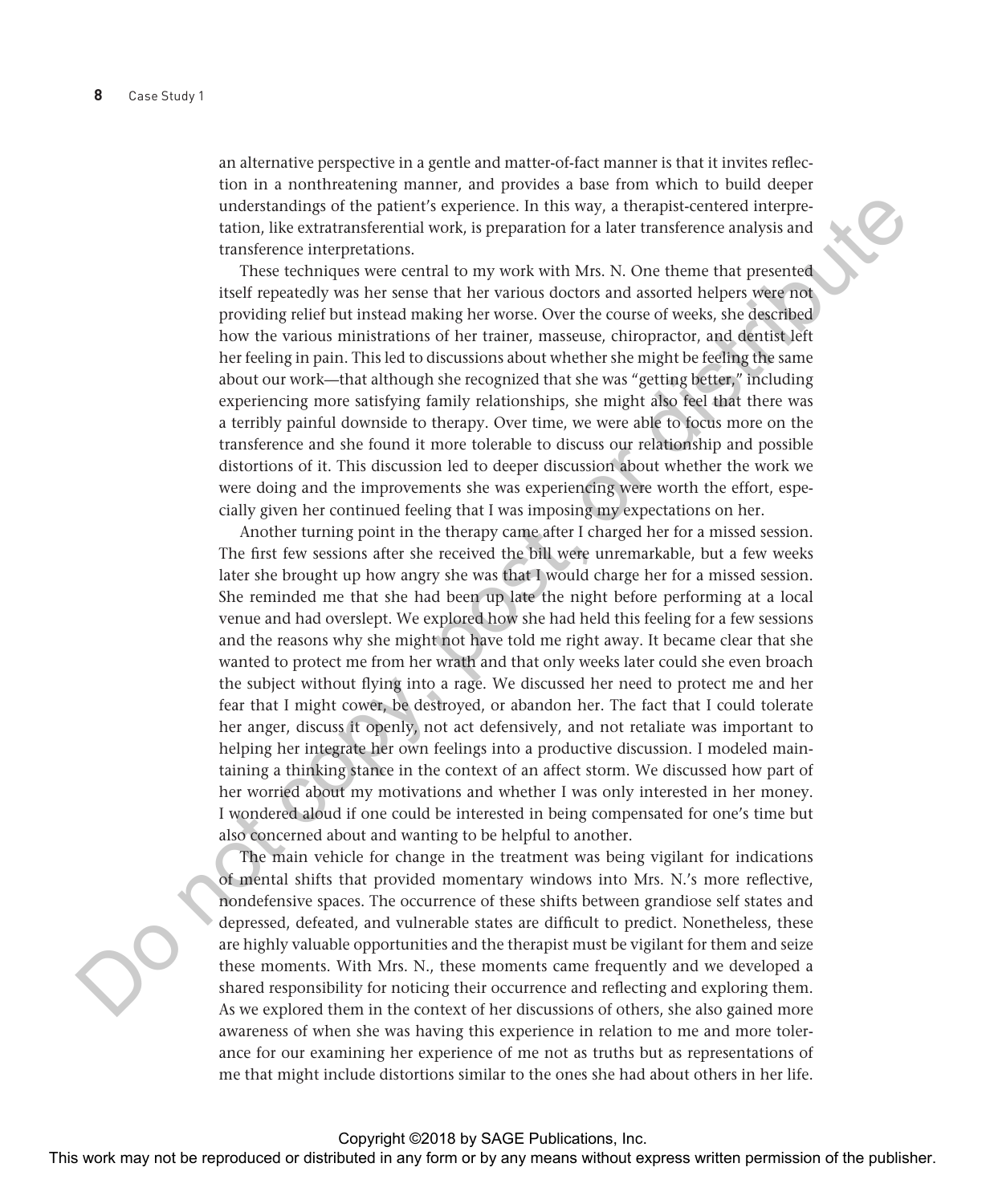an alternative perspective in a gentle and matter-of-fact manner is that it invites reflection in a nonthreatening manner, and provides a base from which to build deeper understandings of the patient's experience. In this way, a therapist-centered interpretation, like extratransferential work, is preparation for a later transference analysis and transference interpretations.

These techniques were central to my work with Mrs. N. One theme that presented itself repeatedly was her sense that her various doctors and assorted helpers were not providing relief but instead making her worse. Over the course of weeks, she described how the various ministrations of her trainer, masseuse, chiropractor, and dentist left her feeling in pain. This led to discussions about whether she might be feeling the same about our work—that although she recognized that she was "getting better," including experiencing more satisfying family relationships, she might also feel that there was a terribly painful downside to therapy. Over time, we were able to focus more on the transference and she found it more tolerable to discuss our relationship and possible distortions of it. This discussion led to deeper discussion about whether the work we were doing and the improvements she was experiencing were worth the effort, especially given her continued feeling that I was imposing my expectations on her.

Another turning point in the therapy came after I charged her for a missed session. The first few sessions after she received the bill were unremarkable, but a few weeks later she brought up how angry she was that I would charge her for a missed session. She reminded me that she had been up late the night before performing at a local venue and had overslept. We explored how she had held this feeling for a few sessions and the reasons why she might not have told me right away. It became clear that she wanted to protect me from her wrath and that only weeks later could she even broach the subject without flying into a rage. We discussed her need to protect me and her fear that I might cower, be destroyed, or abandon her. The fact that I could tolerate her anger, discuss it openly, not act defensively, and not retaliate was important to helping her integrate her own feelings into a productive discussion. I modeled maintaining a thinking stance in the context of an affect storm. We discussed how part of her worried about my motivations and whether I was only interested in her money. I wondered aloud if one could be interested in being compensated for one's time but also concerned about and wanting to be helpful to another.

The main vehicle for change in the treatment was being vigilant for indications of mental shifts that provided momentary windows into Mrs. N.'s more reflective, nondefensive spaces. The occurrence of these shifts between grandiose self states and depressed, defeated, and vulnerable states are difficult to predict. Nonetheless, these are highly valuable opportunities and the therapist must be vigilant for them and seize these moments. With Mrs. N., these moments came frequently and we developed a shared responsibility for noticing their occurrence and reflecting and exploring them. As we explored them in the context of her discussions of others, she also gained more awareness of when she was having this experience in relation to me and more tolerance for our examining her experience of me not as truths but as representations of me that might include distortions similar to the ones she had about others in her life.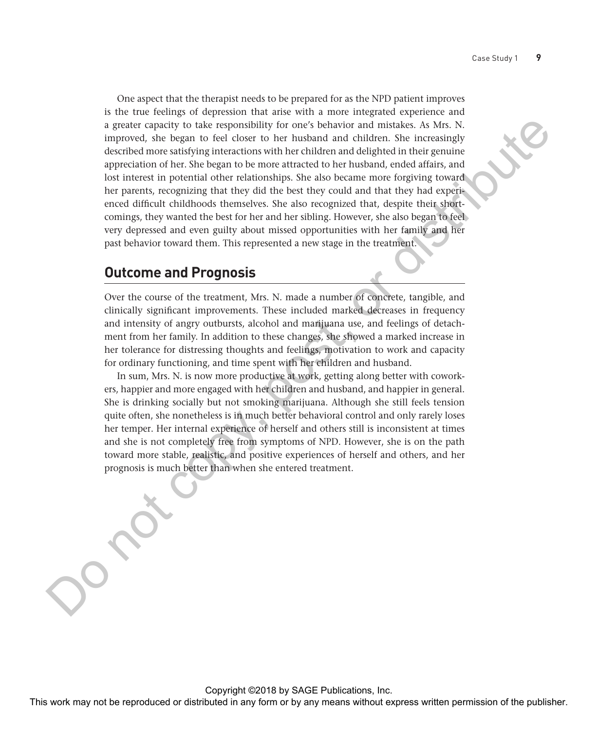One aspect that the therapist needs to be prepared for as the NPD patient improves is the true feelings of depression that arise with a more integrated experience and a greater capacity to take responsibility for one's behavior and mistakes. As Mrs. N. improved, she began to feel closer to her husband and children. She increasingly described more satisfying interactions with her children and delighted in their genuine appreciation of her. She began to be more attracted to her husband, ended affairs, and lost interest in potential other relationships. She also became more forgiving toward her parents, recognizing that they did the best they could and that they had experienced difficult childhoods themselves. She also recognized that, despite their shortcomings, they wanted the best for her and her sibling. However, she also began to feel very depressed and even guilty about missed opportunities with her family and her past behavior toward them. This represented a new stage in the treatment.

## Outcome and Prognosis

Over the course of the treatment, Mrs. N. made a number of concrete, tangible, and clinically significant improvements. These included marked decreases in frequency and intensity of angry outbursts, alcohol and marijuana use, and feelings of detachment from her family. In addition to these changes, she showed a marked increase in her tolerance for distressing thoughts and feelings, motivation to work and capacity for ordinary functioning, and time spent with her children and husband.

In sum, Mrs. N. is now more productive at work, getting along better with coworkers, happier and more engaged with her children and husband, and happier in general. She is drinking socially but not smoking marijuana. Although she still feels tension quite often, she nonetheless is in much better behavioral control and only rarely loses her temper. Her internal experience of herself and others still is inconsistent at times and she is not completely free from symptoms of NPD. However, she is on the path toward more stable, realistic, and positive experiences of herself and others, and her prognosis is much better than when she entered treatment.